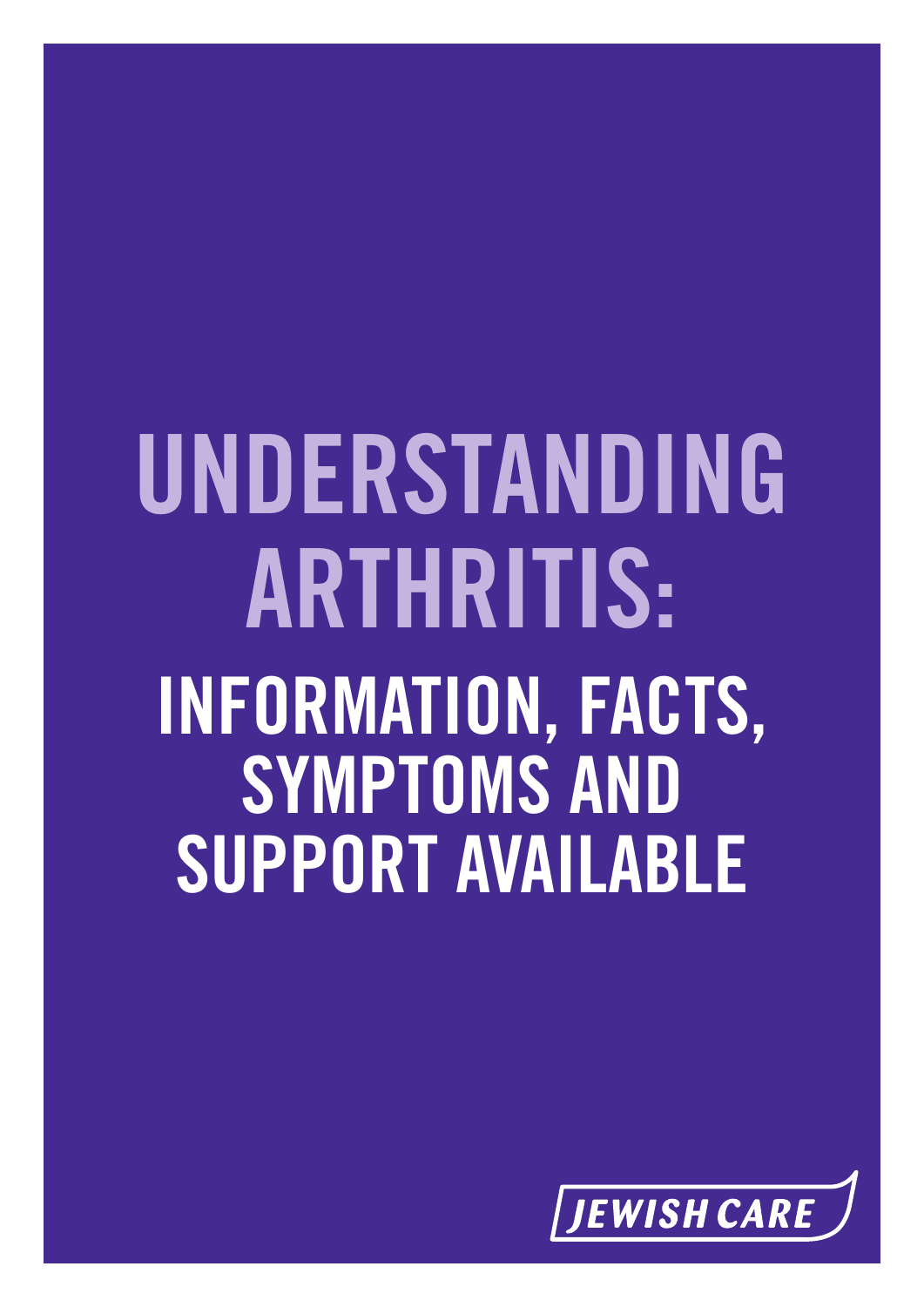# UNDERSTANDING ARTHRITIS:

## INFORMATION, FACTS, SYMPTOMS AND SUPPORT AVAILABLE

JEWISH CARE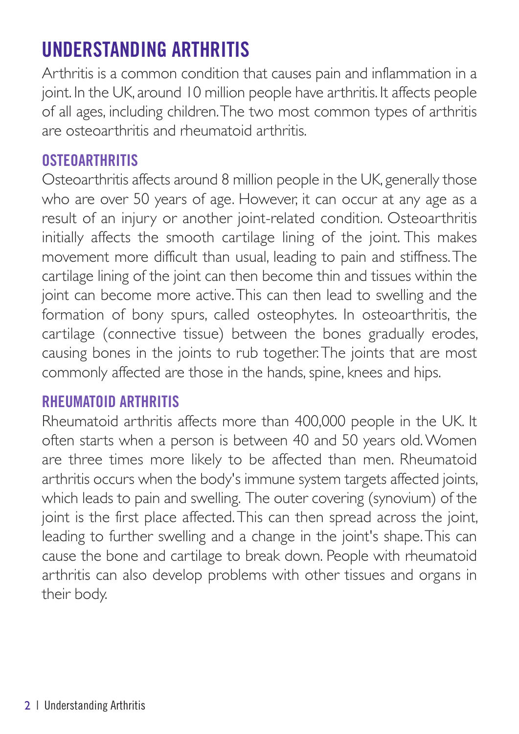# UNDERSTANDING ARTHRITIS

Arthritis is a common condition that causes pain and inflammation in a joint. In the UK, around 10 million people have arthritis. It affects people of all ages, including children. The two most common types of arthritis are osteoarthritis and rheumatoid arthritis.

## OSTEOARTHRITIS

Osteoarthritis affects around 8 million people in the UK, generally those who are over 50 years of age. However, it can occur at any age as a result of an injury or another joint-related condition. Osteoarthritis initially affects the smooth cartilage lining of the joint. This makes movement more difficult than usual, leading to pain and stiffness. The cartilage lining of the joint can then become thin and tissues within the joint can become more active. This can then lead to swelling and the formation of bony spurs, called osteophytes. In osteoarthritis, the cartilage (connective tissue) between the bones gradually erodes, causing bones in the joints to rub together. The joints that are most commonly affected are those in the hands, spine, knees and hips.

## RHEUMATOID ARTHRITIS

Rheumatoid arthritis affects more than 400,000 people in the UK. It often starts when a person is between 40 and 50 years old. Women are three times more likely to be affected than men. Rheumatoid arthritis occurs when the body's immune system targets affected joints, which leads to pain and swelling. The outer covering (synovium) of the joint is the first place affected. This can then spread across the joint, leading to further swelling and a change in the joint's shape. This can cause the bone and cartilage to break down. People with rheumatoid arthritis can also develop problems with other tissues and organs in their body.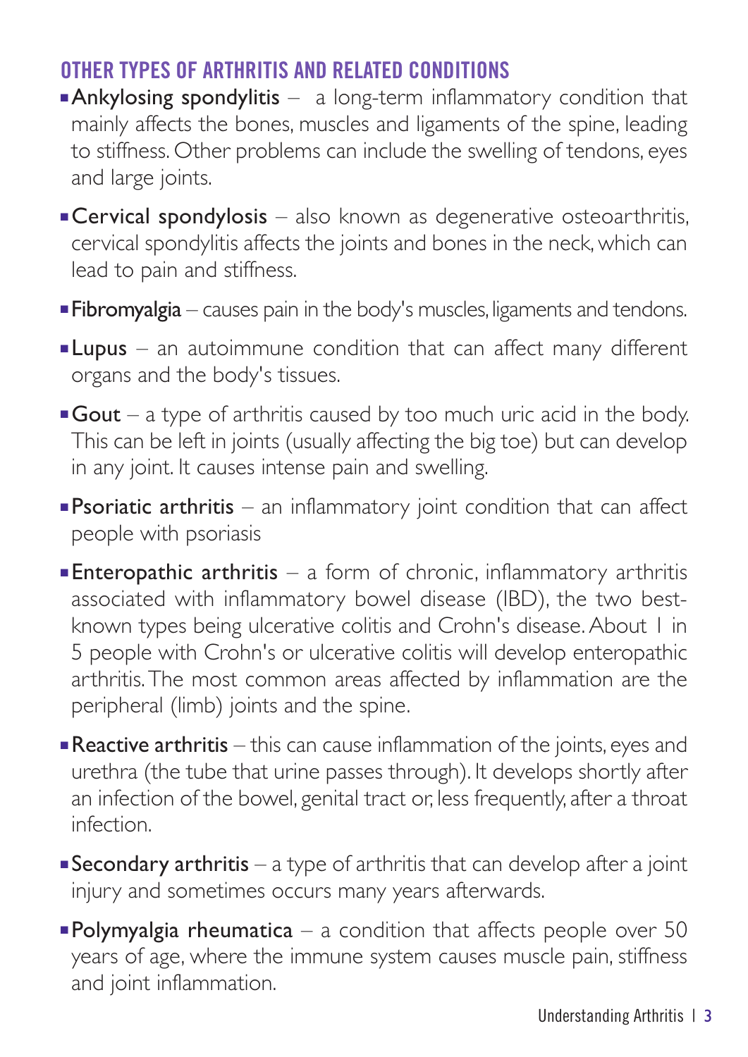## OTHER TYPES OF ARTHRITIS AND RELATED CONDITIONS

- **Ankylosing spondylitis** – a long-term inflammatory condition that mainly affects the bones, muscles and ligaments of the spine, leading to stiffness. Other problems can include the swelling of tendons, eyes and large joints.
- **Cervical spondylosis** – also known as degenerative osteoarthritis, cervical spondylitis affects the joints and bones in the neck, which can lead to pain and stiffness.
- **Fibromyalgia** – causes pain in the body's muscles, ligaments and tendons.
- **Lupus** – an autoimmune condition that can affect many different organs and the body's tissues.
- **Gout** – a type of arthritis caused by too much uric acid in the body. This can be left in joints (usually affecting the big toe) but can develop in any joint. It causes intense pain and swelling.
- **Psoriatic arthritis** – an inflammatory joint condition that can affect people with psoriasis
- **Enteropathic arthritis** – a form of chronic, inflammatory arthritis associated with inflammatory bowel disease (IBD), the two best-known types being ulcerative colitis and Crohn's disease. About 1 in 5 people with Crohn's or ulcerative colitis will develop enteropathic arthritis. The most common areas affected by inflammation are the peripheral (limb) joints and the spine.
- **Reactive arthritis** – this can cause inflammation of the joints, eyes and urethra (the tube that urine passes through). It develops shortly after an infection of the bowel, genital tract or, less frequently, after a throat infection.
- **Secondary arthritis** – a type of arthritis that can develop after a joint injury and sometimes occurs many years afterwards.
- **Polymyalgia rheumatica** – a condition that affects people over 50 years of age, where the immune system causes muscle pain, stiffness and joint inflammation.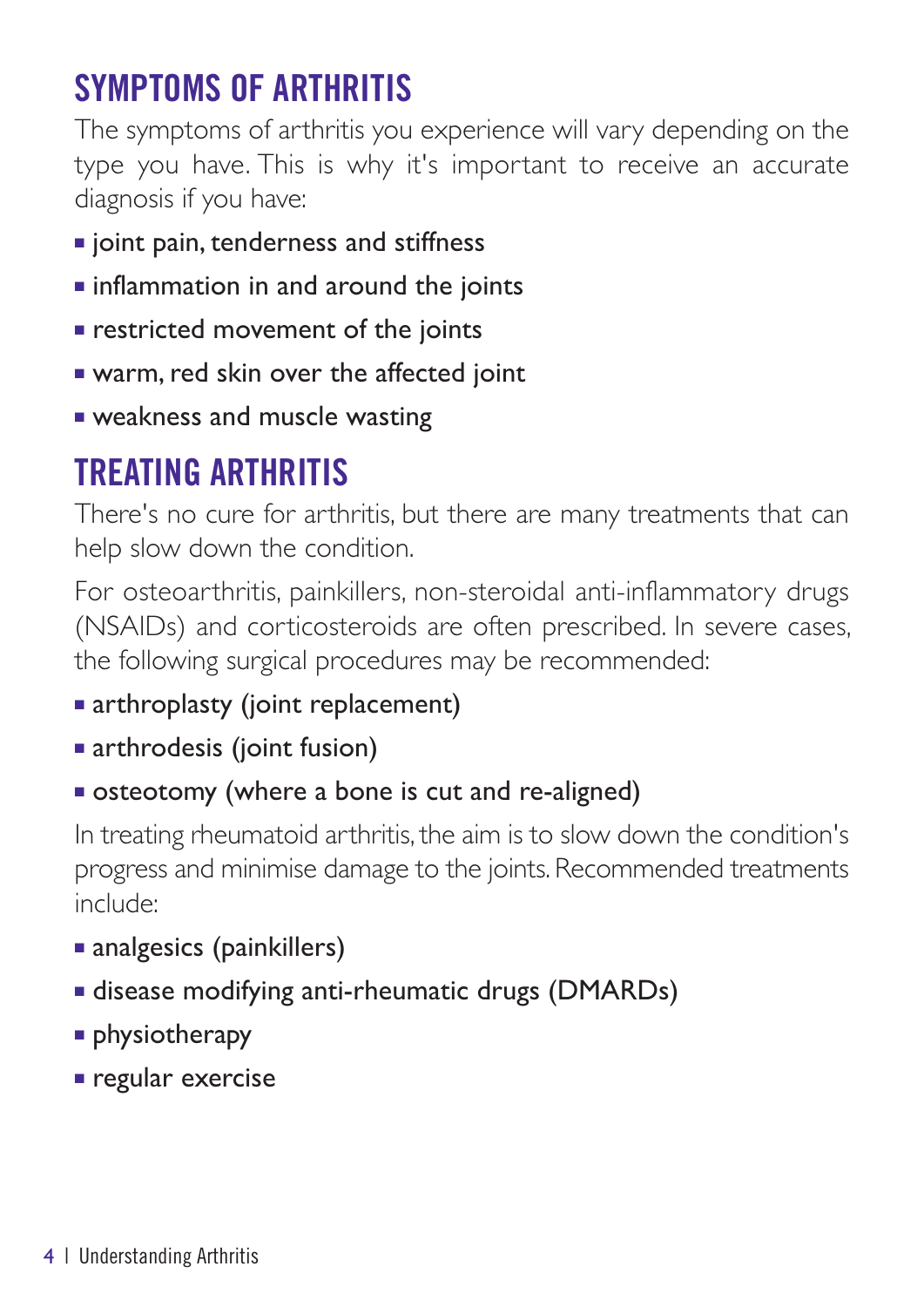## SYMPTOMS OF ARTHRITIS

The symptoms of arthritis you experience will vary depending on the type you have. This is why it's important to receive an accurate diagnosis if you have:

- joint pain, tenderness and stiffness
- inflammation in and around the joints
- restricted movement of the joints
- warm, red skin over the affected joint
- weakness and muscle wasting

## TREATING ARTHRITIS

There's no cure for arthritis, but there are many treatments that can help slow down the condition.

For osteoarthritis, painkillers, non-steroidal anti-inflammatory drugs (NSAIDs) and corticosteroids are often prescribed. In severe cases, the following surgical procedures may be recommended:

- arthroplasty (joint replacement)
- arthrodesis (joint fusion)
- osteotomy (where a bone is cut and re-aligned)

In treating rheumatoid arthritis, the aim is to slow down the condition's progress and minimise damage to the joints. Recommended treatments include:

- analgesics (painkillers)
- disease modifying anti-rheumatic drugs (DMARDs)
- physiotherapy
- regular exercise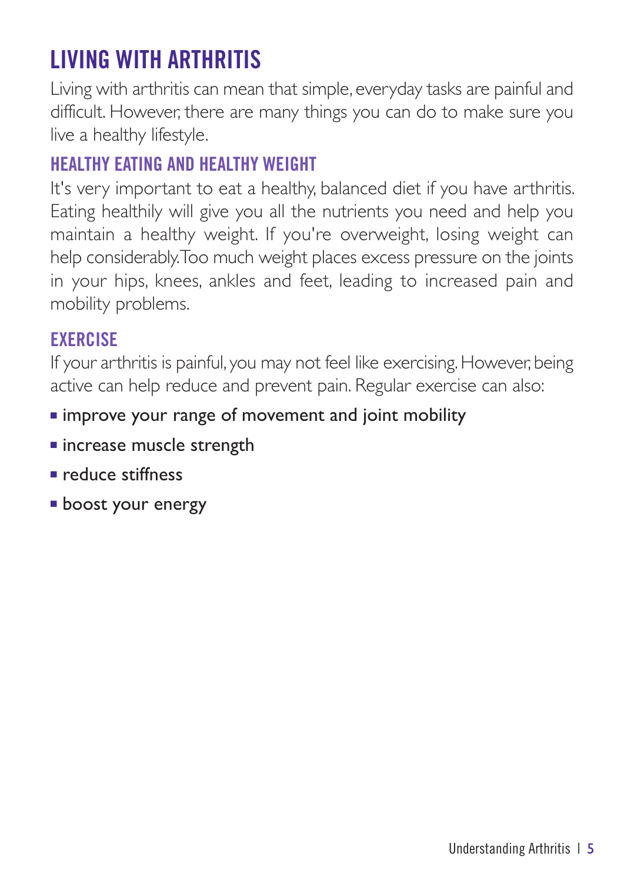# LIVING WITH ARTHRITIS

Living with arthritis can mean that simple, everyday tasks are painful and difficult. However, there are many things you can do to make sure you live a healthy lifestyle.

## HEALTHY EATING AND HEALTHY WEIGHT

It's very important to eat a healthy, balanced diet if you have arthritis. Eating healthily will give you all the nutrients you need and help you maintain a healthy weight. If you're overweight, losing weight can help considerably. Too much weight places excess pressure on the joints in your hips, knees, ankles and feet, leading to increased pain and mobility problems.

## EXERCISE

If your arthritis is painful, you may not feel like exercising. However, being active can help reduce and prevent pain. Regular exercise can also:

- improve your range of movement and joint mobility
- increase muscle strength
- reduce stiffness
- boost your energy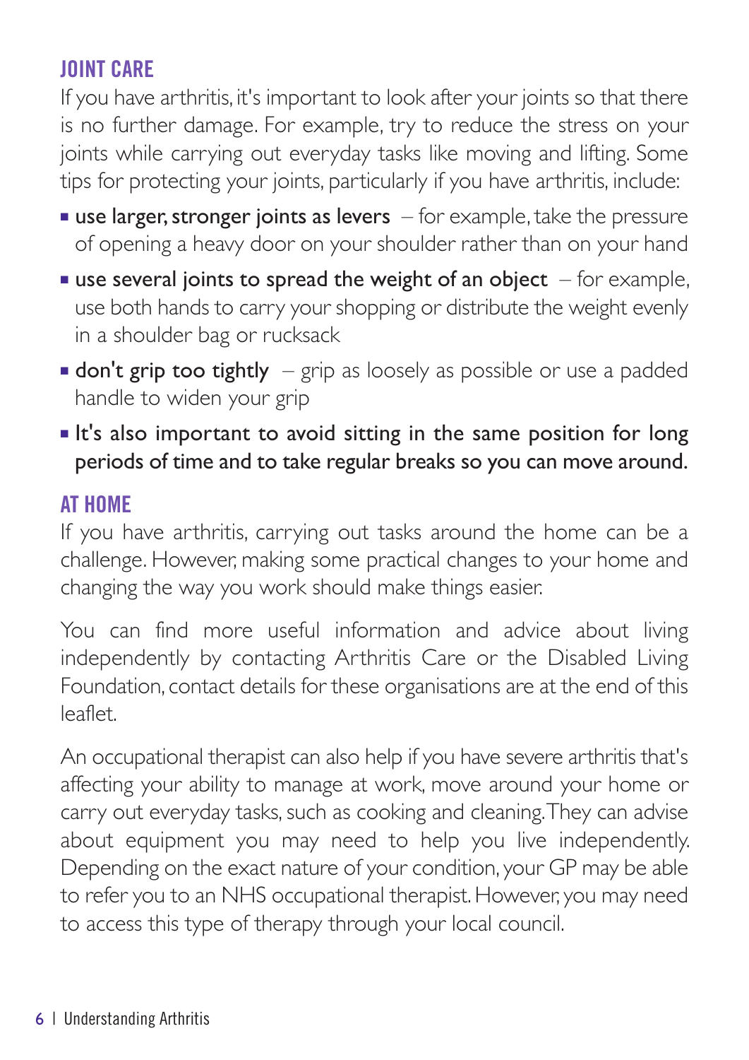## JOINT CARE

If you have arthritis, it's important to look after your joints so that there is no further damage. For example, try to reduce the stress on your joints while carrying out everyday tasks like moving and lifting. Some tips for protecting your joints, particularly if you have arthritis, include:

- **use larger, stronger joints as levers** – for example, take the pressure of opening a heavy door on your shoulder rather than on your hand
- **use several joints to spread the weight of an object** – for example, use both hands to carry your shopping or distribute the weight evenly in a shoulder bag or rucksack
- **don't grip too tightly** – grip as loosely as possible or use a padded handle to widen your grip
- It's also important to avoid sitting in the same position for long periods of time and to take regular breaks so you can move around.

## AT HOME

If you have arthritis, carrying out tasks around the home can be a challenge. However, making some practical changes to your home and changing the way you work should make things easier.

You can find more useful information and advice about living independently by contacting Arthritis Care or the Disabled Living Foundation, contact details for these organisations are at the end of this leaflet.

An occupational therapist can also help if you have severe arthritis that's affecting your ability to manage at work, move around your home or carry out everyday tasks, such as cooking and cleaning. They can advise about equipment you may need to help you live independently. Depending on the exact nature of your condition, your GP may be able to refer you to an NHS occupational therapist. However, you may need to access this type of therapy through your local council.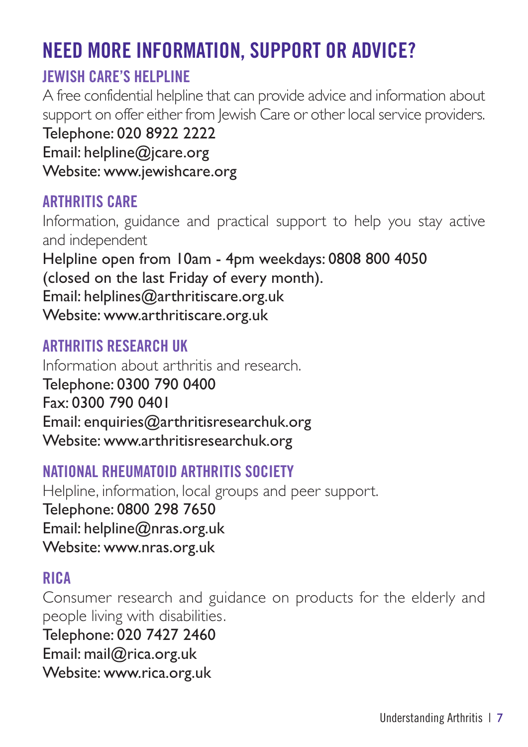# NEED MORE INFORMATION, SUPPORT OR ADVICE?

## JEWISH CARE'S HELPLINE

A free confidential helpline that can provide advice and information about support on offer either from Jewish Care or other local service providers.
Telephone: 020 8922 2222
Email: helpline@jcare.org
Website: www.jewishcare.org

## ARTHRITIS CARE

Information, guidance and practical support to help you stay active and independent
Helpline open from 10am - 4pm weekdays: 0808 800 4050 (closed on the last Friday of every month).
Email: helplines@arthritiscare.org.uk
Website: www.arthritiscare.org.uk

## ARTHRITIS RESEARCH UK

Information about arthritis and research.
Telephone: 0300 790 0400
Fax: 0300 790 0401
Email: enquiries@arthritisresearchuk.org
Website: www.arthritisresearchuk.org

## NATIONAL RHEUMATOID ARTHRITIS SOCIETY

Helpline, information, local groups and peer support.
Telephone: 0800 298 7650
Email: helpline@nras.org.uk
Website: www.nras.org.uk

## RICA

Consumer research and guidance on products for the elderly and people living with disabilities.
Telephone: 020 7427 2460
Email: mail@rica.org.uk
Website: www.rica.org.uk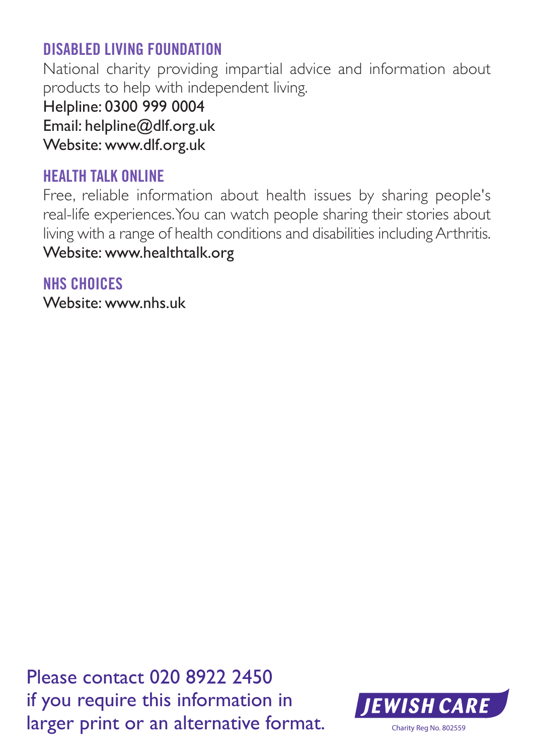### DISABLED LIVING FOUNDATION

National charity providing impartial advice and information about products to help with independent living.

Helpline: 0300 999 0004
Email: helpline@dlf.org.uk
Website: www.dlf.org.uk

### HEALTH TALK ONLINE

Free, reliable information about health issues by sharing people's real-life experiences. You can watch people sharing their stories about living with a range of health conditions and disabilities including Arthritis.

Website: www.healthtalk.org

### NHS CHOICES

Website: www.nhs.uk

Please contact 020 8922 2450 if you require this information in larger print or an alternative format.

JEWISH CARE

Charity Reg No. 802559